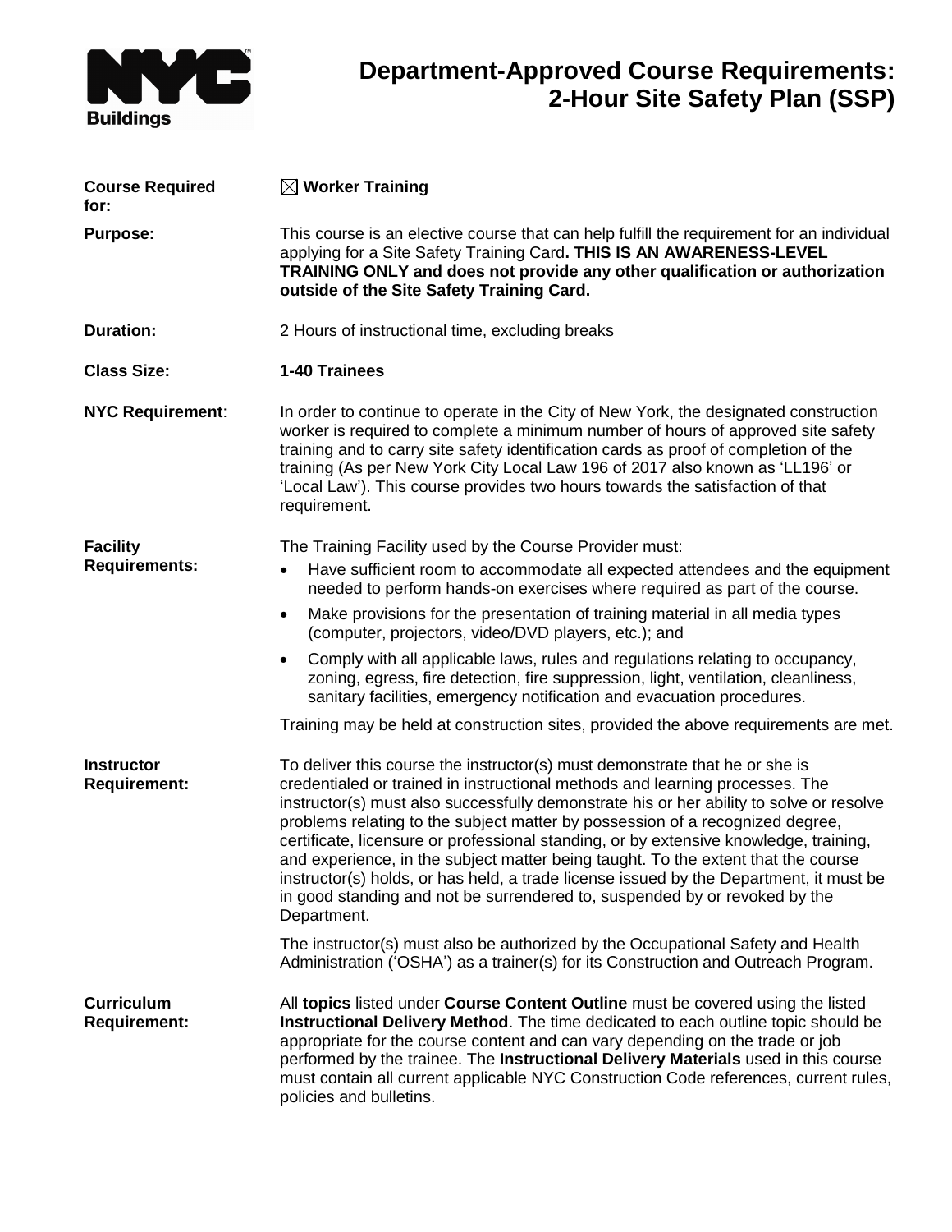# Department-Approved Course Requirements: 2-Hour Site Safety Plan (SSP)

**Course Required for:** ☒ **Worker Training**

**Purpose:** This course is an elective course that can help fulfill the requirement for an individual applying for a Site Safety Training Card**. THIS IS AN AWARENESS-LEVEL TRAINING ONLY and does not provide any other qualification or authorization outside of the Site Safety Training Card.**

**Duration:** 2 Hours of instructional time, excluding breaks

**Class Size:** **1-40 Trainees**

**NYC Requirement**: In order to continue to operate in the City of New York, the designated construction worker is required to complete a minimum number of hours of approved site safety training and to carry site safety identification cards as proof of completion of the training (As per New York City Local Law 196 of 2017 also known as 'LL196' or 'Local Law'). This course provides two hours towards the satisfaction of that requirement.

**Facility Requirements:** The Training Facility used by the Course Provider must:

- Have sufficient room to accommodate all expected attendees and the equipment needed to perform hands-on exercises where required as part of the course.
- Make provisions for the presentation of training material in all media types (computer, projectors, video/DVD players, etc.); and
- Comply with all applicable laws, rules and regulations relating to occupancy, zoning, egress, fire detection, fire suppression, light, ventilation, cleanliness, sanitary facilities, emergency notification and evacuation procedures.

Training may be held at construction sites, provided the above requirements are met.

**Instructor Requirement:** To deliver this course the instructor(s) must demonstrate that he or she is credentialed or trained in instructional methods and learning processes. The instructor(s) must also successfully demonstrate his or her ability to solve or resolve problems relating to the subject matter by possession of a recognized degree, certificate, licensure or professional standing, or by extensive knowledge, training, and experience, in the subject matter being taught. To the extent that the course instructor(s) holds, or has held, a trade license issued by the Department, it must be in good standing and not be surrendered to, suspended by or revoked by the Department.

The instructor(s) must also be authorized by the Occupational Safety and Health Administration ('OSHA') as a trainer(s) for its Construction and Outreach Program.

**Curriculum Requirement:** All **topics** listed under **Course Content Outline** must be covered using the listed **Instructional Delivery Method**. The time dedicated to each outline topic should be appropriate for the course content and can vary depending on the trade or job performed by the trainee. The **Instructional Delivery Materials** used in this course must contain all current applicable NYC Construction Code references, current rules, policies and bulletins.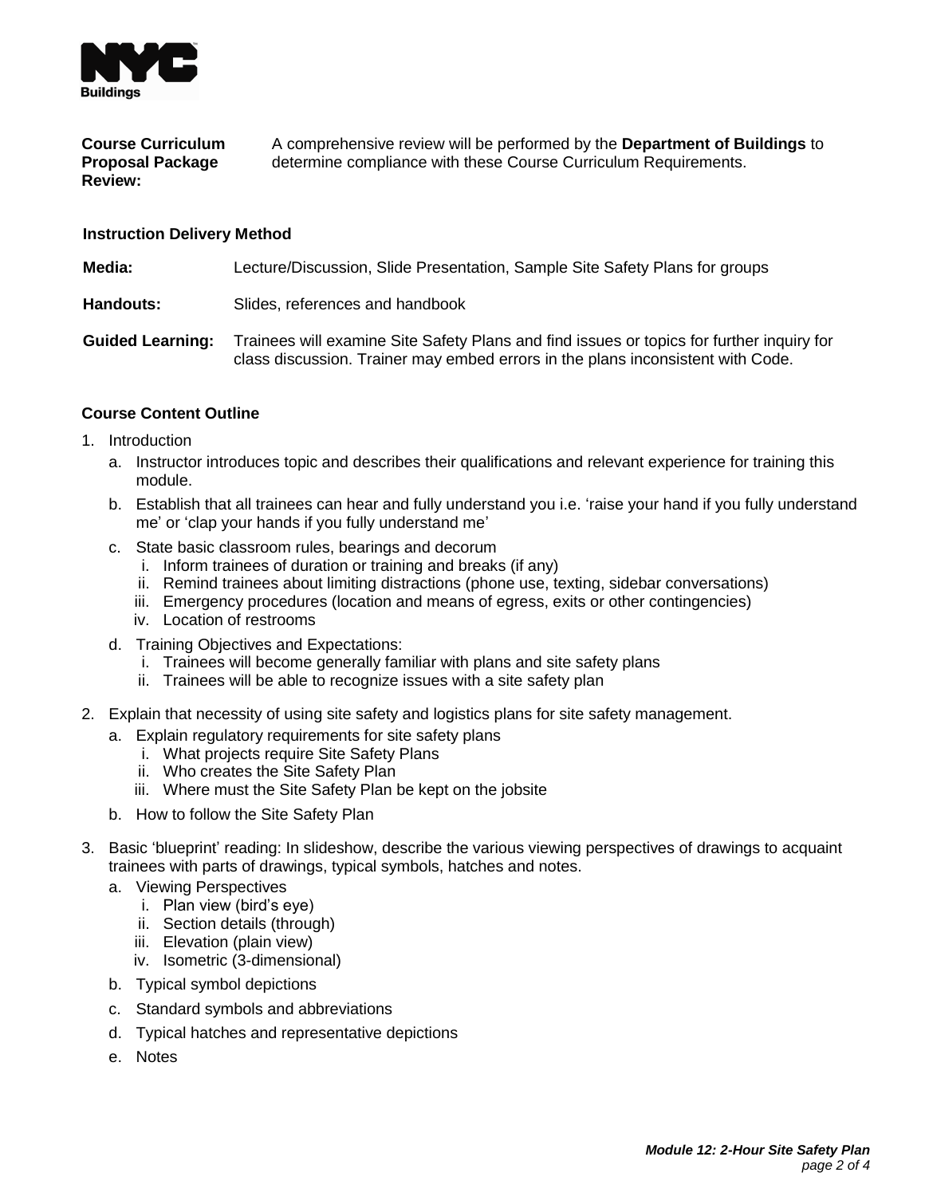**Course Curriculum Proposal Package Review:** A comprehensive review will be performed by the **Department of Buildings** to determine compliance with these Course Curriculum Requirements.

**Instruction Delivery Method**

**Media:** Lecture/Discussion, Slide Presentation, Sample Site Safety Plans for groups

**Handouts:** Slides, references and handbook

**Guided Learning:** Trainees will examine Site Safety Plans and find issues or topics for further inquiry for class discussion. Trainer may embed errors in the plans inconsistent with Code.

**Course Content Outline**

1. Introduction
   a. Instructor introduces topic and describes their qualifications and relevant experience for training this module.
   b. Establish that all trainees can hear and fully understand you i.e. 'raise your hand if you fully understand me' or 'clap your hands if you fully understand me'
   c. State basic classroom rules, bearings and decorum
      i. Inform trainees of duration or training and breaks (if any)
      ii. Remind trainees about limiting distractions (phone use, texting, sidebar conversations)
      iii. Emergency procedures (location and means of egress, exits or other contingencies)
      iv. Location of restrooms
   d. Training Objectives and Expectations:
      i. Trainees will become generally familiar with plans and site safety plans
      ii. Trainees will be able to recognize issues with a site safety plan
2. Explain that necessity of using site safety and logistics plans for site safety management.
   a. Explain regulatory requirements for site safety plans
      i. What projects require Site Safety Plans
      ii. Who creates the Site Safety Plan
      iii. Where must the Site Safety Plan be kept on the jobsite
   b. How to follow the Site Safety Plan
3. Basic 'blueprint' reading: In slideshow, describe the various viewing perspectives of drawings to acquaint trainees with parts of drawings, typical symbols, hatches and notes.
   a. Viewing Perspectives
      i. Plan view (bird's eye)
      ii. Section details (through)
      iii. Elevation (plain view)
      iv. Isometric (3-dimensional)
   b. Typical symbol depictions
   c. Standard symbols and abbreviations
   d. Typical hatches and representative depictions
   e. Notes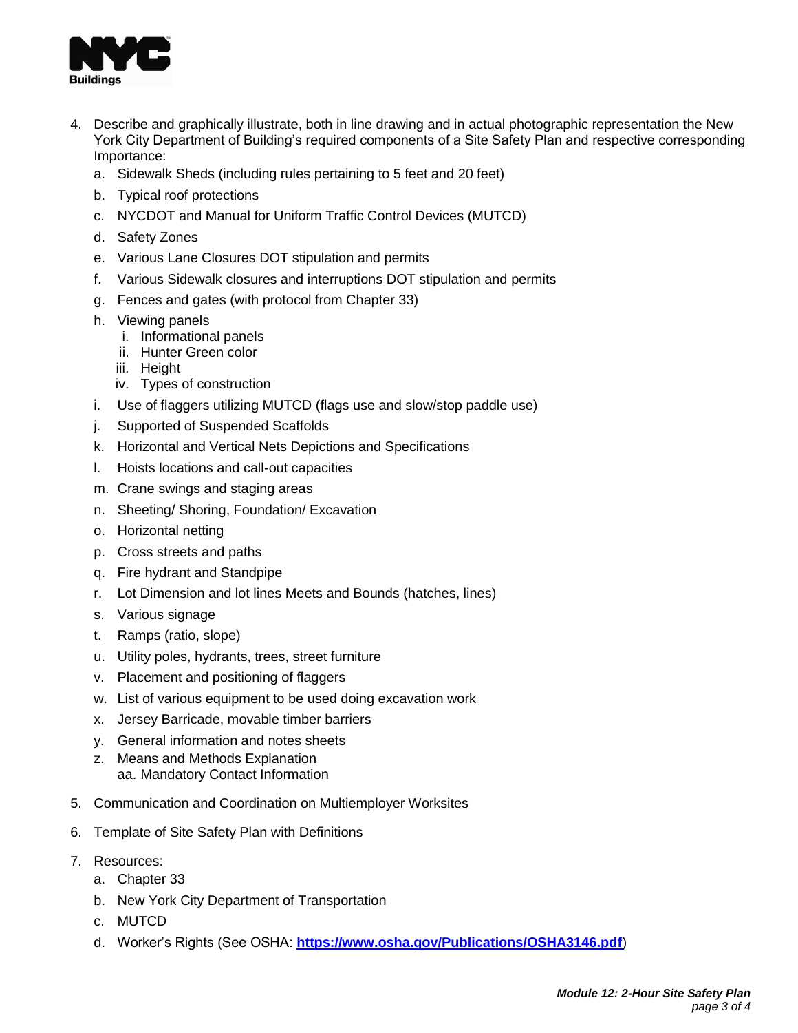4. Describe and graphically illustrate, both in line drawing and in actual photographic representation the New York City Department of Building's required components of a Site Safety Plan and respective corresponding Importance:
   a. Sidewalk Sheds (including rules pertaining to 5 feet and 20 feet)
   b. Typical roof protections
   c. NYCDOT and Manual for Uniform Traffic Control Devices (MUTCD)
   d. Safety Zones
   e. Various Lane Closures DOT stipulation and permits
   f. Various Sidewalk closures and interruptions DOT stipulation and permits
   g. Fences and gates (with protocol from Chapter 33)
   h. Viewing panels
      i. Informational panels
      ii. Hunter Green color
      iii. Height
      iv. Types of construction
   i. Use of flaggers utilizing MUTCD (flags use and slow/stop paddle use)
   j. Supported of Suspended Scaffolds
   k. Horizontal and Vertical Nets Depictions and Specifications
   l. Hoists locations and call-out capacities
   m. Crane swings and staging areas
   n. Sheeting/ Shoring, Foundation/ Excavation
   o. Horizontal netting
   p. Cross streets and paths
   q. Fire hydrant and Standpipe
   r. Lot Dimension and lot lines Meets and Bounds (hatches, lines)
   s. Various signage
   t. Ramps (ratio, slope)
   u. Utility poles, hydrants, trees, street furniture
   v. Placement and positioning of flaggers
   w. List of various equipment to be used doing excavation work
   x. Jersey Barricade, movable timber barriers
   y. General information and notes sheets
   z. Means and Methods Explanation
   aa. Mandatory Contact Information

5. Communication and Coordination on Multiemployer Worksites

6. Template of Site Safety Plan with Definitions

7. Resources:
   a. Chapter 33
   b. New York City Department of Transportation
   c. MUTCD
   d. Worker's Rights (See OSHA: **[https://www.osha.gov/Publications/OSHA3146.pdf](https://www.osha.gov/Publications/OSHA3146.pdf)**)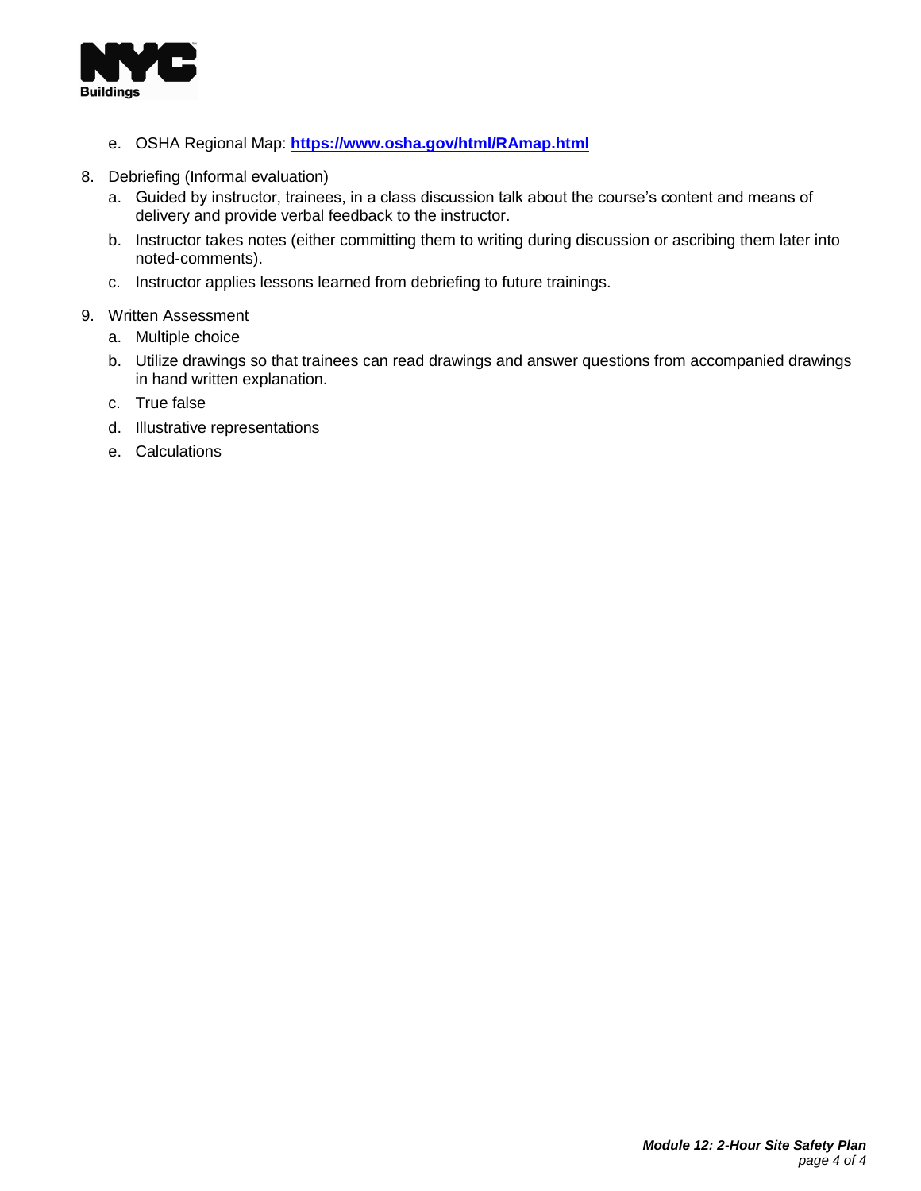e. OSHA Regional Map: **https://www.osha.gov/html/RAmap.html**

8. Debriefing (Informal evaluation)
   a. Guided by instructor, trainees, in a class discussion talk about the course's content and means of delivery and provide verbal feedback to the instructor.
   b. Instructor takes notes (either committing them to writing during discussion or ascribing them later into noted-comments).
   c. Instructor applies lessons learned from debriefing to future trainings.

9. Written Assessment
   a. Multiple choice
   b. Utilize drawings so that trainees can read drawings and answer questions from accompanied drawings in hand written explanation.
   c. True false
   d. Illustrative representations
   e. Calculations